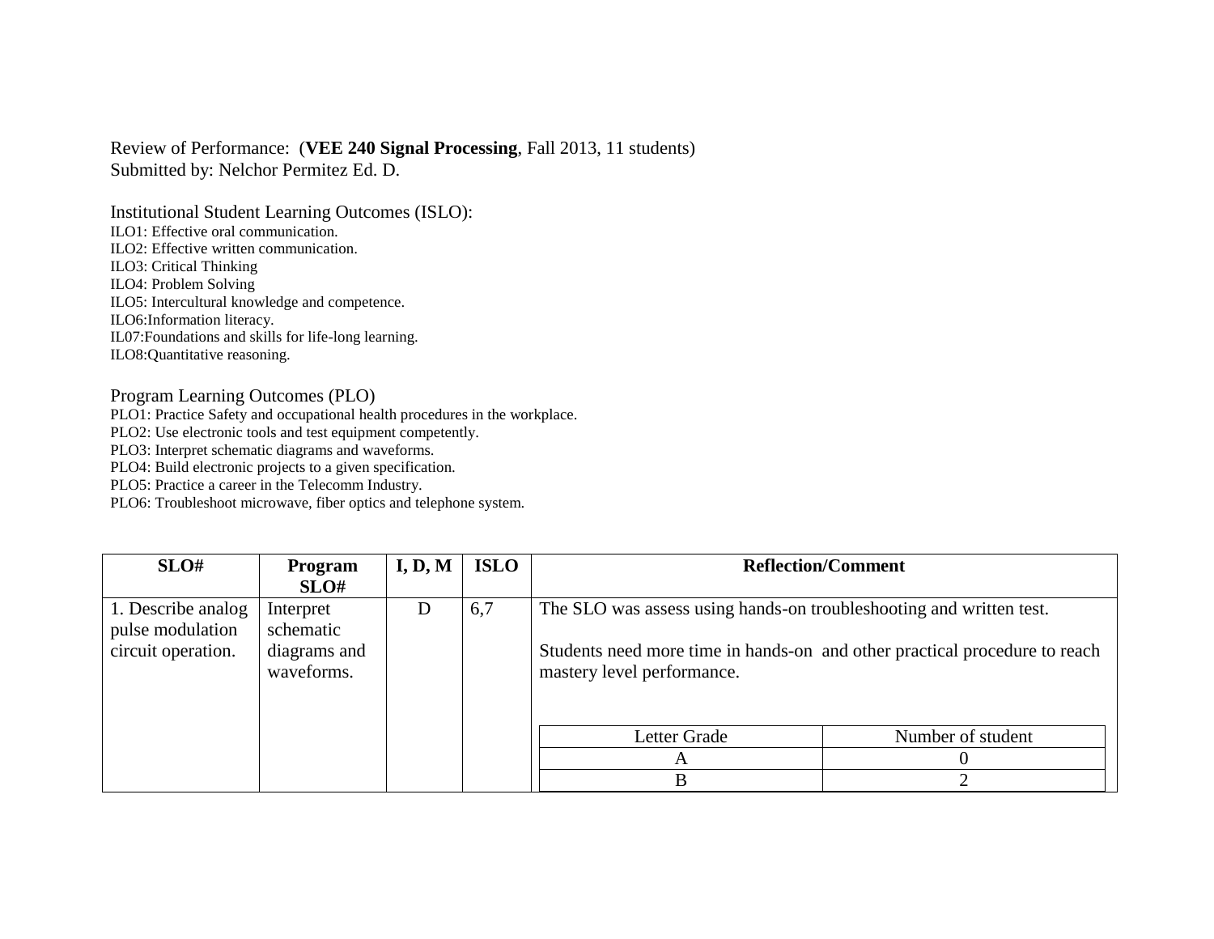Review of Performance: (**VEE 240 Signal Processing**, Fall 2013, 11 students)
Submitted by: Nelchor Permitez Ed. D.

Institutional Student Learning Outcomes (ISLO):
ILO1: Effective oral communication.
ILO2: Effective written communication.
ILO3: Critical Thinking
ILO4: Problem Solving
ILO5: Intercultural knowledge and competence.
ILO6:Information literacy.
IL07:Foundations and skills for life-long learning.
ILO8:Quantitative reasoning.

Program Learning Outcomes (PLO)
PLO1: Practice Safety and occupational health procedures in the workplace.
PLO2: Use electronic tools and test equipment competently.
PLO3: Interpret schematic diagrams and waveforms.
PLO4: Build electronic projects to a given specification.
PLO5: Practice a career in the Telecomm Industry.
PLO6: Troubleshoot microwave, fiber optics and telephone system.

| SLO# | Program SLO# | I, D, M | ISLO | Reflection/Comment |
|---|---|---|---|---|
| 1. Describe analog pulse modulation circuit operation. | Interpret schematic diagrams and waveforms. | D | 6,7 | The SLO was assess using hands-on troubleshooting and written test.<br><br>Students need more time in hands-on and other practical procedure to reach mastery level performance. |

| Letter Grade | Number of student |
|---|---|
| A | 0 |
| B | 2 |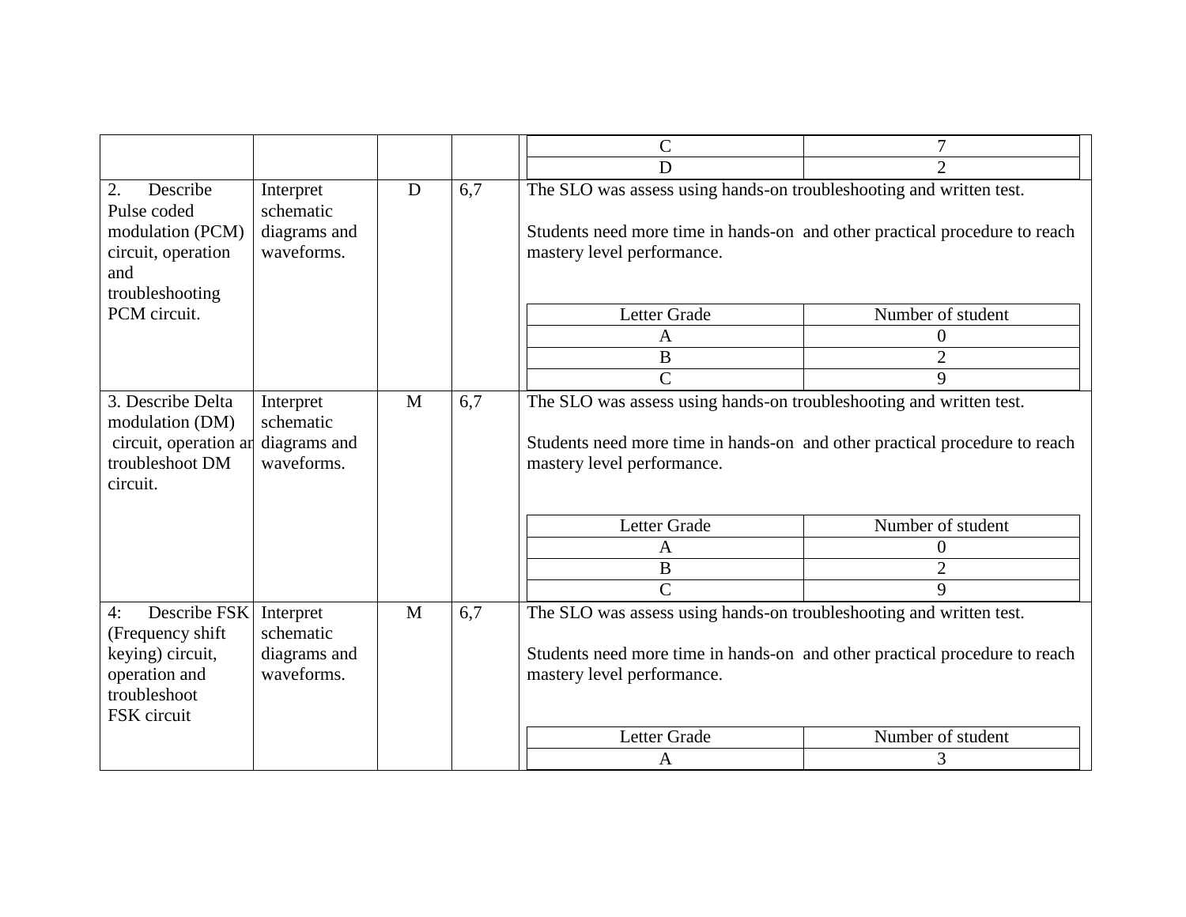| | | | | |
|---|---|---|---|---|
| | | | | Letter Grade: C — Number of student: 7<br>Letter Grade: D — Number of student: 2 |
| 2. Describe Pulse coded modulation (PCM) circuit, operation and troubleshooting PCM circuit. | Interpret schematic diagrams and waveforms. | D | 6,7 | The SLO was assess using hands-on troubleshooting and written test.<br><br>Students need more time in hands-on and other practical procedure to reach mastery level performance.<br><br>Letter Grade — Number of student<br>A — 0<br>B — 2<br>C — 9 |
| 3. Describe Delta modulation (DM) circuit, operation ar troubleshoot DM circuit. | Interpret schematic diagrams and waveforms. | M | 6,7 | The SLO was assess using hands-on troubleshooting and written test.<br><br>Students need more time in hands-on and other practical procedure to reach mastery level performance.<br><br>Letter Grade — Number of student<br>A — 0<br>B — 2<br>C — 9 |
| 4: Describe FSK (Frequency shift keying) circuit, operation and troubleshoot FSK circuit | Interpret schematic diagrams and waveforms. | M | 6,7 | The SLO was assess using hands-on troubleshooting and written test.<br><br>Students need more time in hands-on and other practical procedure to reach mastery level performance.<br><br>Letter Grade — Number of student<br>A — 3 |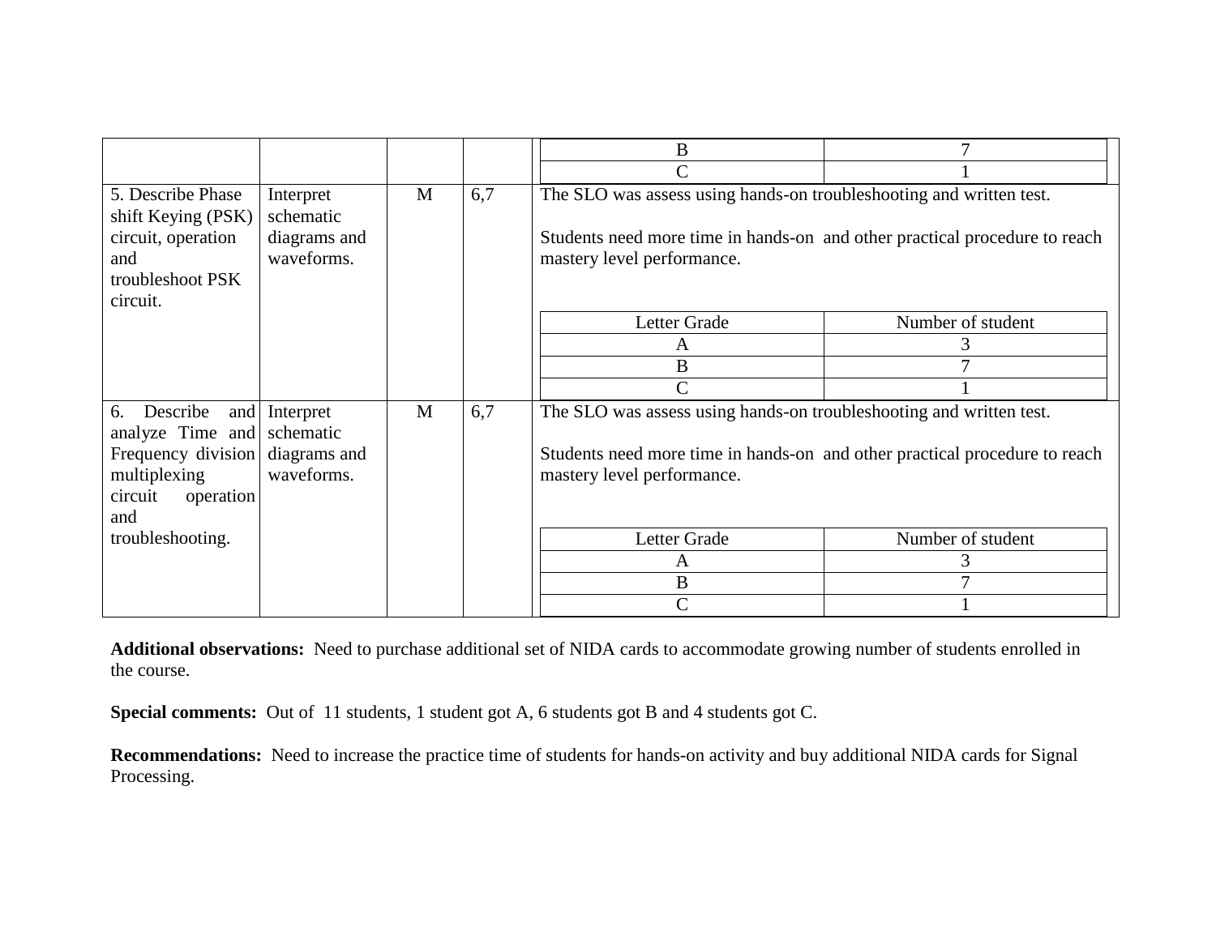|  |  |  |  | Letter Grade / Number of student |
|---|---|---|---|---|
|  |  |  |  | B: 7<br>C: 1 |
| 5. Describe Phase shift Keying (PSK) circuit, operation and troubleshoot PSK circuit. | Interpret schematic diagrams and waveforms. | M | 6,7 | The SLO was assess using hands-on troubleshooting and written test.<br><br>Students need more time in hands-on and other practical procedure to reach mastery level performance.<br><br>Letter Grade / Number of student:<br>A: 3<br>B: 7<br>C: 1 |
| 6. Describe and analyze Time and Frequency division multiplexing circuit operation and troubleshooting. | Interpret schematic diagrams and waveforms. | M | 6,7 | The SLO was assess using hands-on troubleshooting and written test.<br><br>Students need more time in hands-on and other practical procedure to reach mastery level performance.<br><br>Letter Grade / Number of student:<br>A: 3<br>B: 7<br>C: 1 |

**Additional observations:** Need to purchase additional set of NIDA cards to accommodate growing number of students enrolled in the course.

**Special comments:** Out of 11 students, 1 student got A, 6 students got B and 4 students got C.

**Recommendations:** Need to increase the practice time of students for hands-on activity and buy additional NIDA cards for Signal Processing.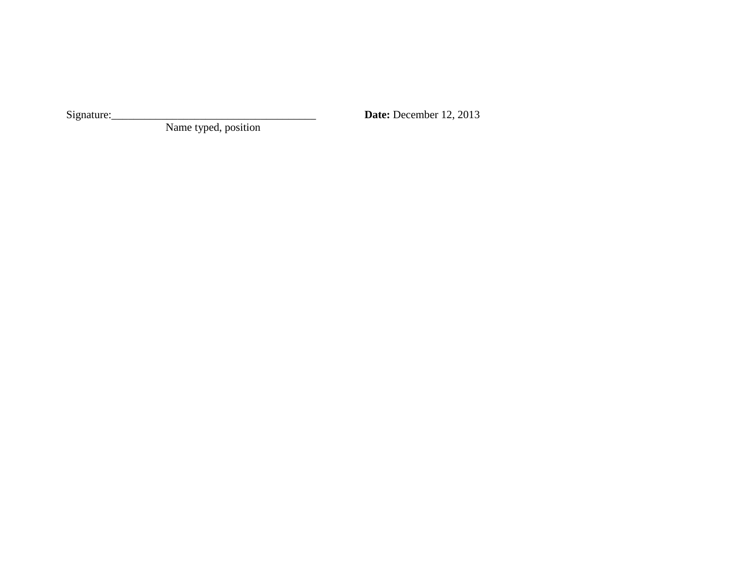Signature:_______________________________________ **Date:** December 12, 2013

Name typed, position